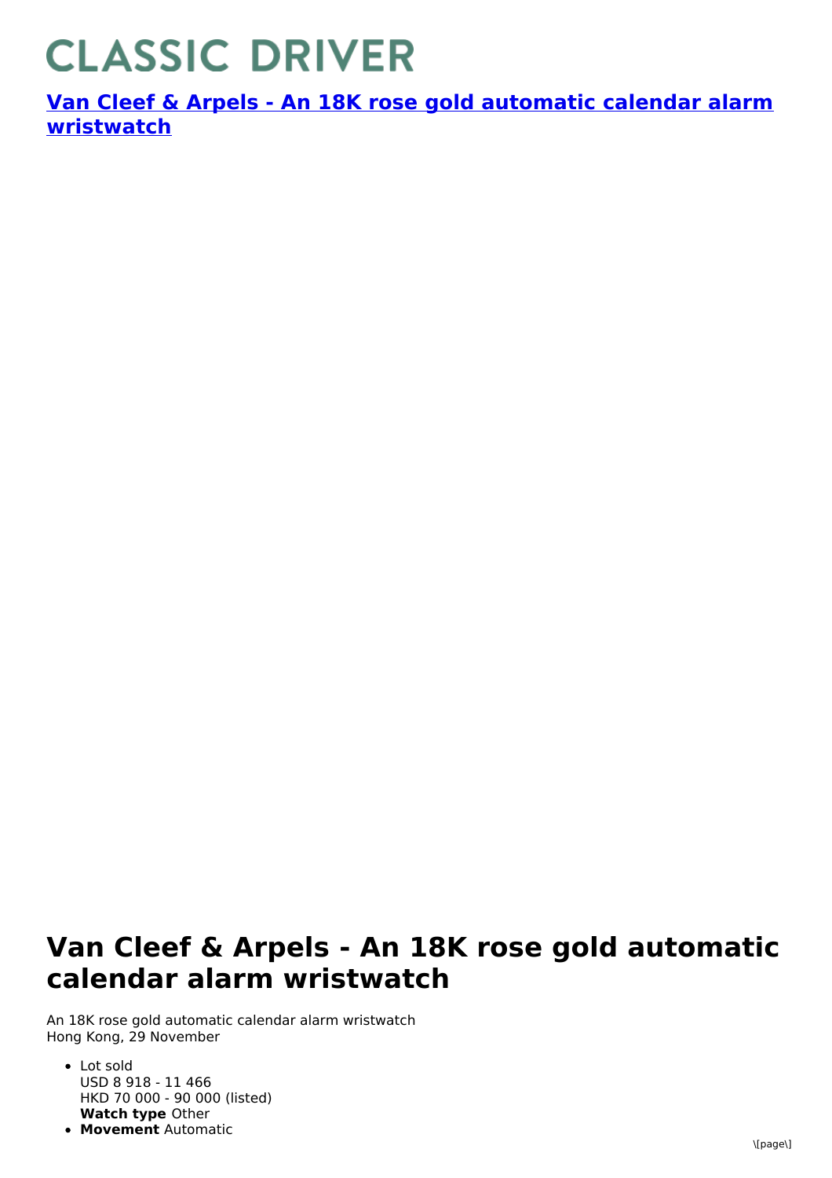# CLASSIC DRIVER

**[Van Cleef & Arpels - An 18K rose gold automatic calendar alarm wristwatch]()**

# Van Cleef & Arpels - An 18K rose gold automatic calendar alarm wristwatch

An 18K rose gold automatic calendar alarm wristwatch
Hong Kong, 29 November

- Lot sold
  USD 8 918 - 11 466
  HKD 70 000 - 90 000 (listed)
  **Watch type** Other
- **Movement** Automatic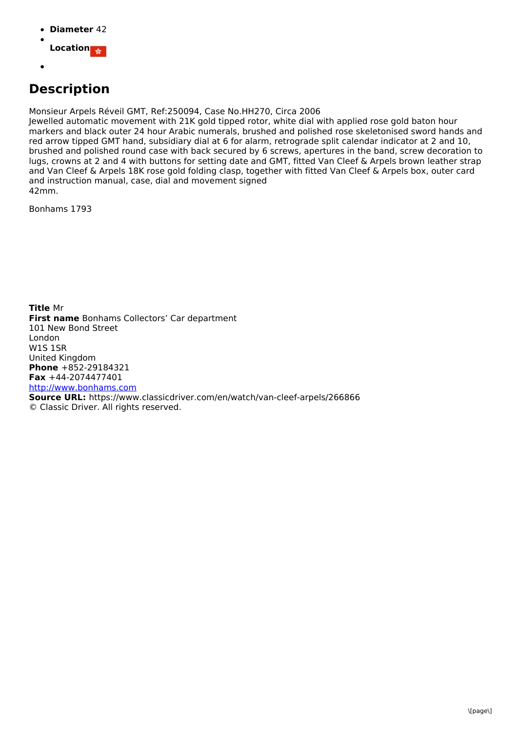- **Diameter** 42
- **Location**
- 

## Description

Monsieur Arpels Réveil GMT, Ref:250094, Case No.HH270, Circa 2006
Jewelled automatic movement with 21K gold tipped rotor, white dial with applied rose gold baton hour markers and black outer 24 hour Arabic numerals, brushed and polished rose skeletonised sword hands and red arrow tipped GMT hand, subsidiary dial at 6 for alarm, retrograde split calendar indicator at 2 and 10, brushed and polished round case with back secured by 6 screws, apertures in the band, screw decoration to lugs, crowns at 2 and 4 with buttons for setting date and GMT, fitted Van Cleef & Arpels brown leather strap and Van Cleef & Arpels 18K rose gold folding clasp, together with fitted Van Cleef & Arpels box, outer card and instruction manual, case, dial and movement signed
42mm.

Bonhams 1793

**Title** Mr
**First name** Bonhams Collectors' Car department
101 New Bond Street
London
W1S 1SR
United Kingdom
**Phone** +852-29184321
**Fax** +44-2074477401
http://www.bonhams.com
**Source URL:** https://www.classicdriver.com/en/watch/van-cleef-arpels/266866
© Classic Driver. All rights reserved.